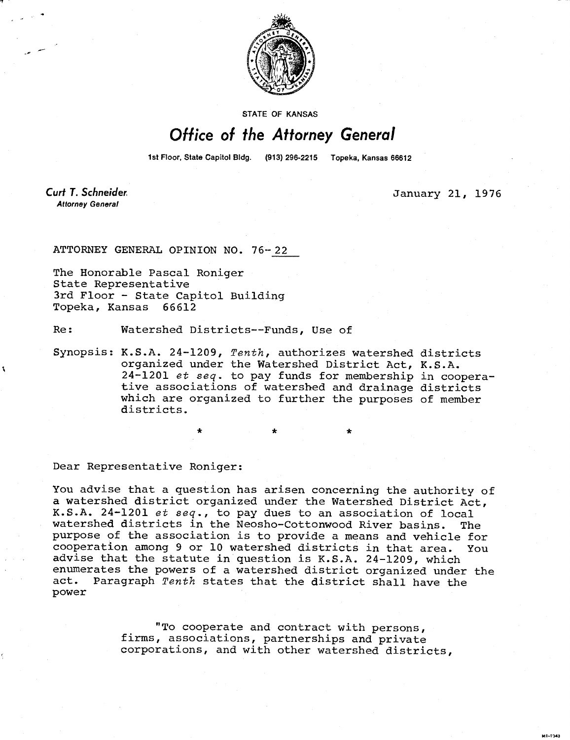STATE OF KANSAS

# Office of the Attorney General

1st Floor, State Capitol Bldg. (913) 296-2215 Topeka, Kansas 66612

**Curt T. Schneider**
*Attorney General*

January 21, 1976

ATTORNEY GENERAL OPINION NO. 76-22

The Honorable Pascal Roniger
State Representative
3rd Floor - State Capitol Building
Topeka, Kansas 66612

Re: Watershed Districts--Funds, Use of

Synopsis: K.S.A. 24-1209, *Tenth*, authorizes watershed districts organized under the Watershed District Act, K.S.A. 24-1201 *et seq*. to pay funds for membership in cooperative associations of watershed and drainage districts which are organized to further the purposes of member districts.

\* \* \*

Dear Representative Roniger:

You advise that a question has arisen concerning the authority of a watershed district organized under the Watershed District Act, K.S.A. 24-1201 *et seq*., to pay dues to an association of local watershed districts in the Neosho-Cottonwood River basins. The purpose of the association is to provide a means and vehicle for cooperation among 9 or 10 watershed districts in that area. You advise that the statute in question is K.S.A. 24-1209, which enumerates the powers of a watershed district organized under the act. Paragraph *Tenth* states that the district shall have the power

> "To cooperate and contract with persons, firms, associations, partnerships and private corporations, and with other watershed districts,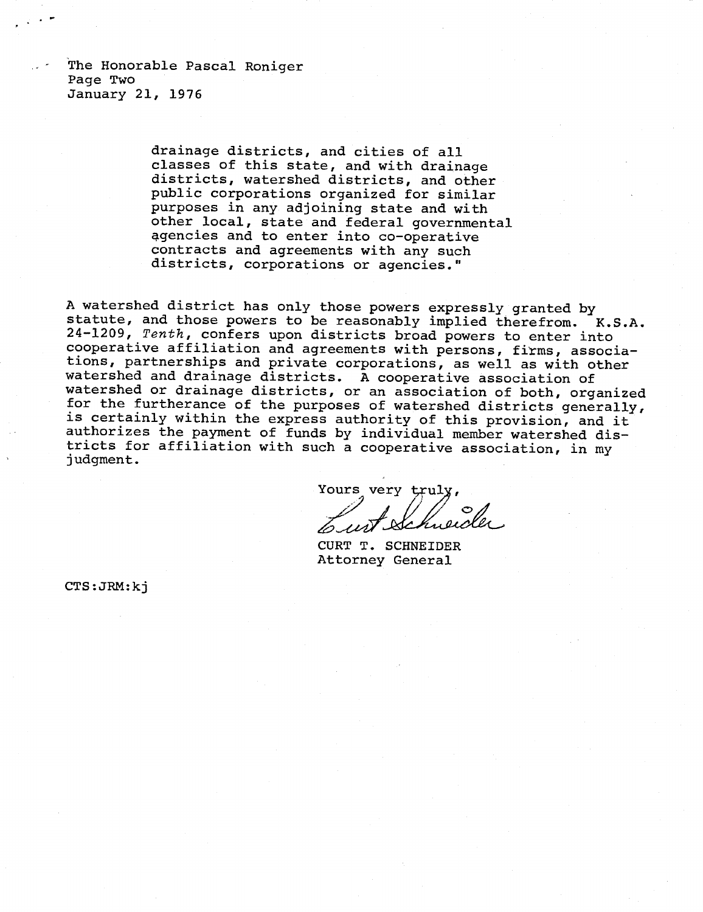The Honorable Pascal Roniger
Page Two
January 21, 1976

> drainage districts, and cities of all classes of this state, and with drainage districts, watershed districts, and other public corporations organized for similar purposes in any adjoining state and with other local, state and federal governmental agencies and to enter into co-operative contracts and agreements with any such districts, corporations or agencies."

A watershed district has only those powers expressly granted by statute, and those powers to be reasonably implied therefrom. K.S.A. 24-1209, *Tenth*, confers upon districts broad powers to enter into cooperative affiliation and agreements with persons, firms, associations, partnerships and private corporations, as well as with other watershed and drainage districts. A cooperative association of watershed or drainage districts, or an association of both, organized for the furtherance of the purposes of watershed districts generally, is certainly within the express authority of this provision, and it authorizes the payment of funds by individual member watershed districts for affiliation with such a cooperative association, in my judgment.

Yours very truly,

Curt Schneider

CURT T. SCHNEIDER
Attorney General

CTS:JRM:kj